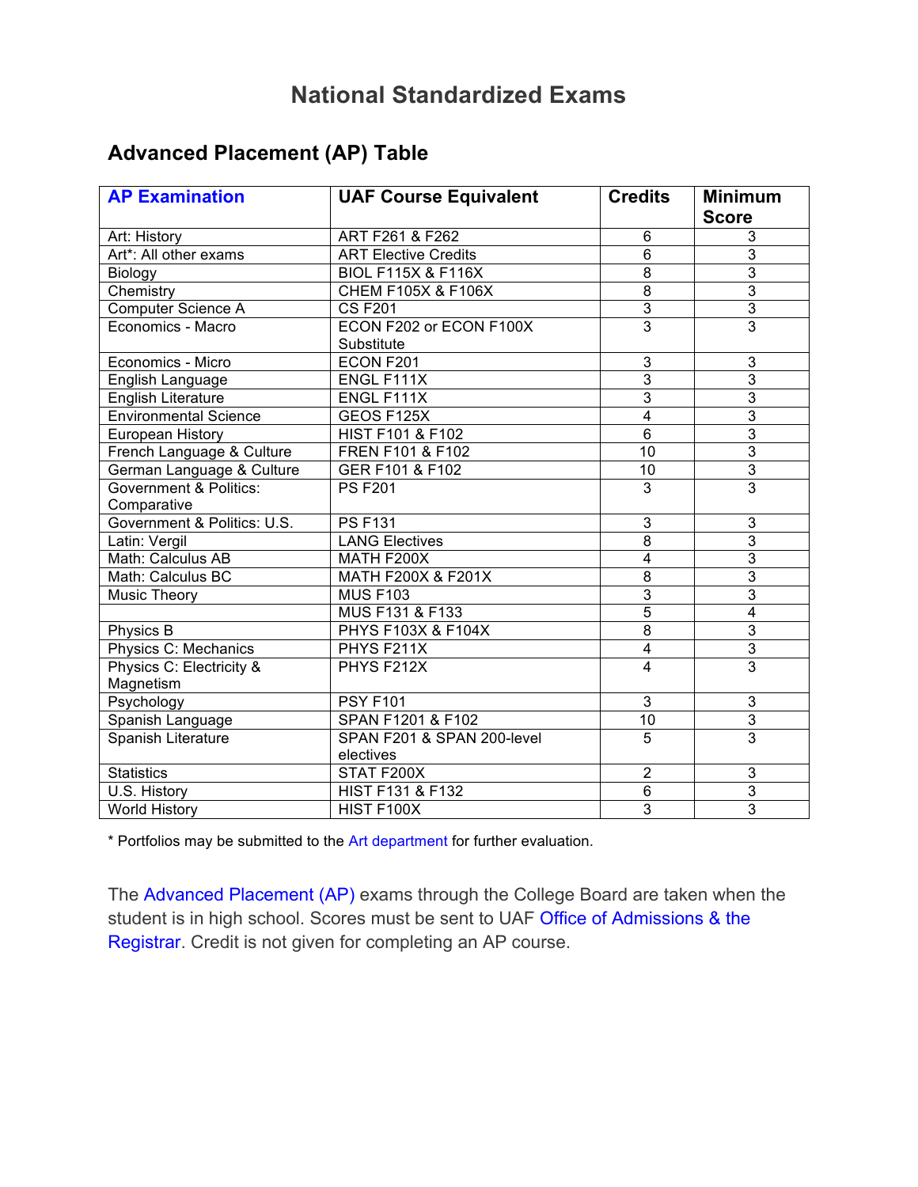# National Standardized Exams

## Advanced Placement (AP) Table

| AP Examination | UAF Course Equivalent | Credits | Minimum Score |
|---|---|---|---|
| Art: History | ART F261 & F262 | 6 | 3 |
| Art*: All other exams | ART Elective Credits | 6 | 3 |
| Biology | BIOL F115X & F116X | 8 | 3 |
| Chemistry | CHEM F105X & F106X | 8 | 3 |
| Computer Science A | CS F201 | 3 | 3 |
| Economics - Macro | ECON F202 or ECON F100X Substitute | 3 | 3 |
| Economics - Micro | ECON F201 | 3 | 3 |
| English Language | ENGL F111X | 3 | 3 |
| English Literature | ENGL F111X | 3 | 3 |
| Environmental Science | GEOS F125X | 4 | 3 |
| European History | HIST F101 & F102 | 6 | 3 |
| French Language & Culture | FREN F101 & F102 | 10 | 3 |
| German Language & Culture | GER F101 & F102 | 10 | 3 |
| Government & Politics: Comparative | PS F201 | 3 | 3 |
| Government & Politics: U.S. | PS F131 | 3 | 3 |
| Latin: Vergil | LANG Electives | 8 | 3 |
| Math: Calculus AB | MATH F200X | 4 | 3 |
| Math: Calculus BC | MATH F200X & F201X | 8 | 3 |
| Music Theory | MUS F103 | 3 | 3 |
| | MUS F131 & F133 | 5 | 4 |
| Physics B | PHYS F103X & F104X | 8 | 3 |
| Physics C: Mechanics | PHYS F211X | 4 | 3 |
| Physics C: Electricity & Magnetism | PHYS F212X | 4 | 3 |
| Psychology | PSY F101 | 3 | 3 |
| Spanish Language | SPAN F1201 & F102 | 10 | 3 |
| Spanish Literature | SPAN F201 & SPAN 200-level electives | 5 | 3 |
| Statistics | STAT F200X | 2 | 3 |
| U.S. History | HIST F131 & F132 | 6 | 3 |
| World History | HIST F100X | 3 | 3 |

* Portfolios may be submitted to the Art department for further evaluation.

The Advanced Placement (AP) exams through the College Board are taken when the student is in high school. Scores must be sent to UAF Office of Admissions & the Registrar. Credit is not given for completing an AP course.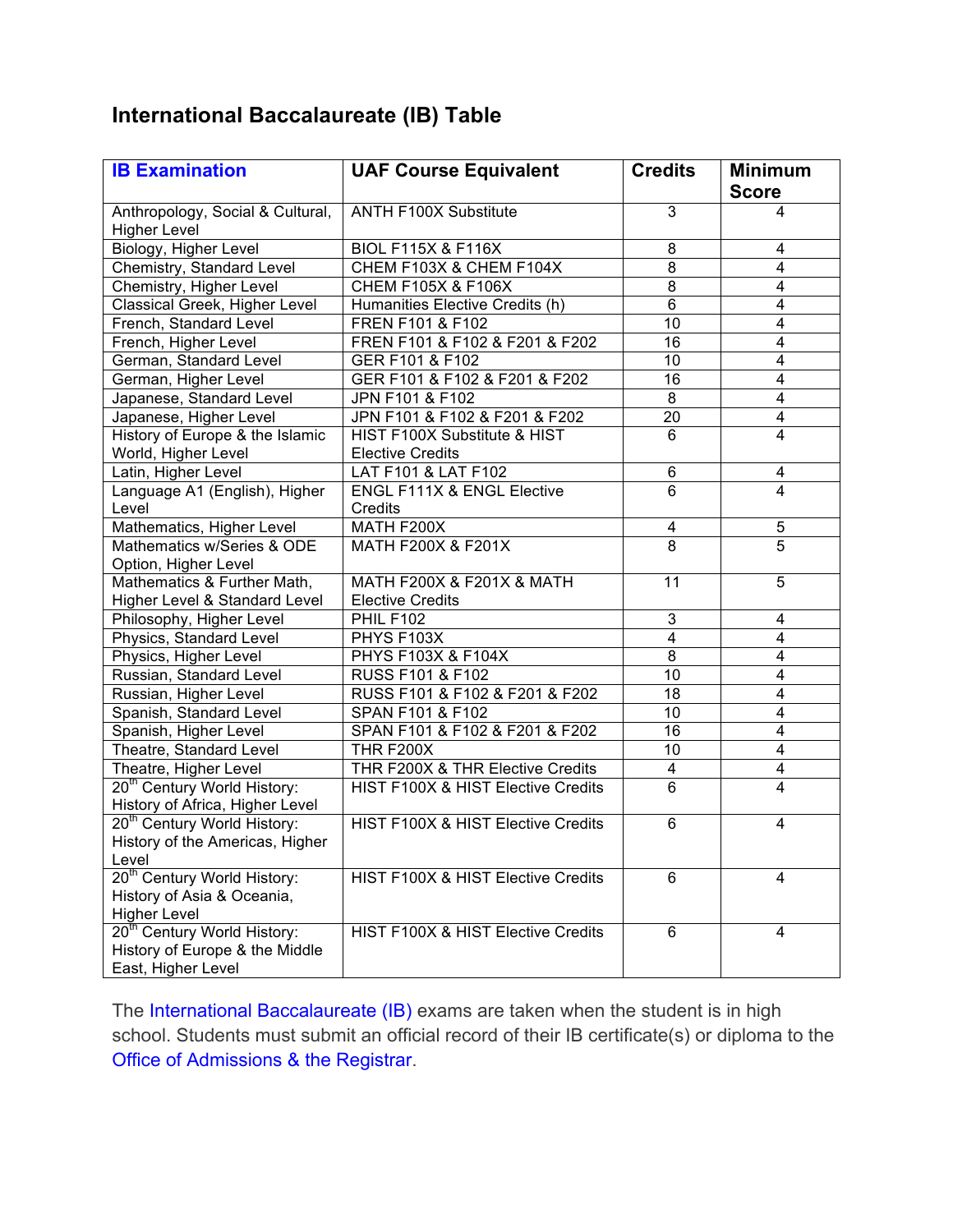## International Baccalaureate (IB) Table

| IB Examination | UAF Course Equivalent | Credits | Minimum Score |
|---|---|---|---|
| Anthropology, Social & Cultural, Higher Level | ANTH F100X Substitute | 3 | 4 |
| Biology, Higher Level | BIOL F115X & F116X | 8 | 4 |
| Chemistry, Standard Level | CHEM F103X & CHEM F104X | 8 | 4 |
| Chemistry, Higher Level | CHEM F105X & F106X | 8 | 4 |
| Classical Greek, Higher Level | Humanities Elective Credits (h) | 6 | 4 |
| French, Standard Level | FREN F101 & F102 | 10 | 4 |
| French, Higher Level | FREN F101 & F102 & F201 & F202 | 16 | 4 |
| German, Standard Level | GER F101 & F102 | 10 | 4 |
| German, Higher Level | GER F101 & F102 & F201 & F202 | 16 | 4 |
| Japanese, Standard Level | JPN F101 & F102 | 8 | 4 |
| Japanese, Higher Level | JPN F101 & F102 & F201 & F202 | 20 | 4 |
| History of Europe & the Islamic World, Higher Level | HIST F100X Substitute & HIST Elective Credits | 6 | 4 |
| Latin, Higher Level | LAT F101 & LAT F102 | 6 | 4 |
| Language A1 (English), Higher Level | ENGL F111X & ENGL Elective Credits | 6 | 4 |
| Mathematics, Higher Level | MATH F200X | 4 | 5 |
| Mathematics w/Series & ODE Option, Higher Level | MATH F200X & F201X | 8 | 5 |
| Mathematics & Further Math, Higher Level & Standard Level | MATH F200X & F201X & MATH Elective Credits | 11 | 5 |
| Philosophy, Higher Level | PHIL F102 | 3 | 4 |
| Physics, Standard Level | PHYS F103X | 4 | 4 |
| Physics, Higher Level | PHYS F103X & F104X | 8 | 4 |
| Russian, Standard Level | RUSS F101 & F102 | 10 | 4 |
| Russian, Higher Level | RUSS F101 & F102 & F201 & F202 | 18 | 4 |
| Spanish, Standard Level | SPAN F101 & F102 | 10 | 4 |
| Spanish, Higher Level | SPAN F101 & F102 & F201 & F202 | 16 | 4 |
| Theatre, Standard Level | THR F200X | 10 | 4 |
| Theatre, Higher Level | THR F200X & THR Elective Credits | 4 | 4 |
| 20th Century World History: History of Africa, Higher Level | HIST F100X & HIST Elective Credits | 6 | 4 |
| 20th Century World History: History of the Americas, Higher Level | HIST F100X & HIST Elective Credits | 6 | 4 |
| 20th Century World History: History of Asia & Oceania, Higher Level | HIST F100X & HIST Elective Credits | 6 | 4 |
| 20th Century World History: History of Europe & the Middle East, Higher Level | HIST F100X & HIST Elective Credits | 6 | 4 |

The International Baccalaureate (IB) exams are taken when the student is in high school. Students must submit an official record of their IB certificate(s) or diploma to the Office of Admissions & the Registrar.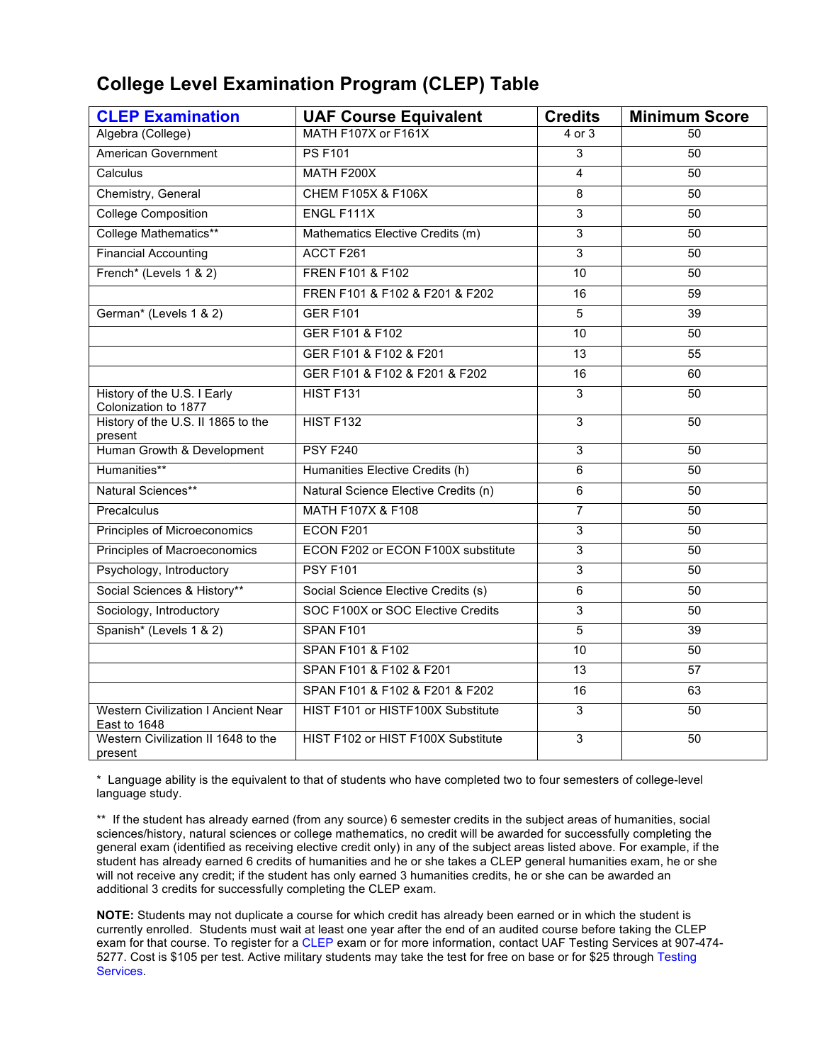# College Level Examination Program (CLEP) Table

| CLEP Examination | UAF Course Equivalent | Credits | Minimum Score |
|---|---|---|---|
| Algebra (College) | MATH F107X or F161X | 4 or 3 | 50 |
| American Government | PS F101 | 3 | 50 |
| Calculus | MATH F200X | 4 | 50 |
| Chemistry, General | CHEM F105X & F106X | 8 | 50 |
| College Composition | ENGL F111X | 3 | 50 |
| College Mathematics** | Mathematics Elective Credits (m) | 3 | 50 |
| Financial Accounting | ACCT F261 | 3 | 50 |
| French* (Levels 1 & 2) | FREN F101 & F102 | 10 | 50 |
| | FREN F101 & F102 & F201 & F202 | 16 | 59 |
| German* (Levels 1 & 2) | GER F101 | 5 | 39 |
| | GER F101 & F102 | 10 | 50 |
| | GER F101 & F102 & F201 | 13 | 55 |
| | GER F101 & F102 & F201 & F202 | 16 | 60 |
| History of the U.S. I Early Colonization to 1877 | HIST F131 | 3 | 50 |
| History of the U.S. II 1865 to the present | HIST F132 | 3 | 50 |
| Human Growth & Development | PSY F240 | 3 | 50 |
| Humanities** | Humanities Elective Credits (h) | 6 | 50 |
| Natural Sciences** | Natural Science Elective Credits (n) | 6 | 50 |
| Precalculus | MATH F107X & F108 | 7 | 50 |
| Principles of Microeconomics | ECON F201 | 3 | 50 |
| Principles of Macroeconomics | ECON F202 or ECON F100X substitute | 3 | 50 |
| Psychology, Introductory | PSY F101 | 3 | 50 |
| Social Sciences & History** | Social Science Elective Credits (s) | 6 | 50 |
| Sociology, Introductory | SOC F100X or SOC Elective Credits | 3 | 50 |
| Spanish* (Levels 1 & 2) | SPAN F101 | 5 | 39 |
| | SPAN F101 & F102 | 10 | 50 |
| | SPAN F101 & F102 & F201 | 13 | 57 |
| | SPAN F101 & F102 & F201 & F202 | 16 | 63 |
| Western Civilization I Ancient Near East to 1648 | HIST F101 or HISTF100X Substitute | 3 | 50 |
| Western Civilization II 1648 to the present | HIST F102 or HIST F100X Substitute | 3 | 50 |

\* Language ability is the equivalent to that of students who have completed two to four semesters of college-level language study.

** If the student has already earned (from any source) 6 semester credits in the subject areas of humanities, social sciences/history, natural sciences or college mathematics, no credit will be awarded for successfully completing the general exam (identified as receiving elective credit only) in any of the subject areas listed above. For example, if the student has already earned 6 credits of humanities and he or she takes a CLEP general humanities exam, he or she will not receive any credit; if the student has only earned 3 humanities credits, he or she can be awarded an additional 3 credits for successfully completing the CLEP exam.

**NOTE:** Students may not duplicate a course for which credit has already been earned or in which the student is currently enrolled. Students must wait at least one year after the end of an audited course before taking the CLEP exam for that course. To register for a CLEP exam or for more information, contact UAF Testing Services at 907-474-5277. Cost is $105 per test. Active military students may take the test for free on base or for $25 through Testing Services.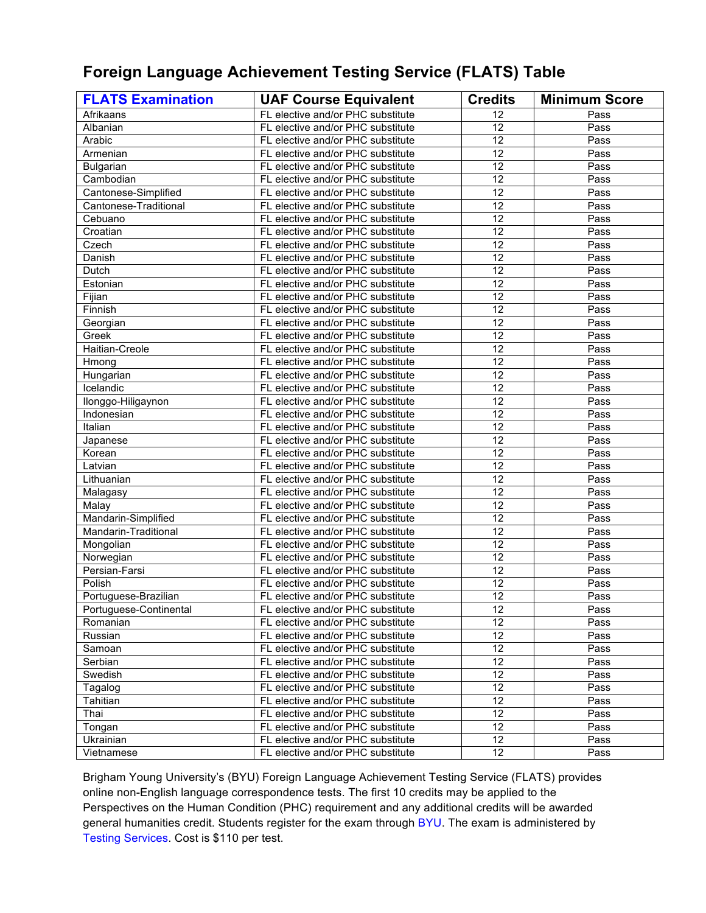# Foreign Language Achievement Testing Service (FLATS) Table

| FLATS Examination | UAF Course Equivalent | Credits | Minimum Score |
|---|---|---|---|
| Afrikaans | FL elective and/or PHC substitute | 12 | Pass |
| Albanian | FL elective and/or PHC substitute | 12 | Pass |
| Arabic | FL elective and/or PHC substitute | 12 | Pass |
| Armenian | FL elective and/or PHC substitute | 12 | Pass |
| Bulgarian | FL elective and/or PHC substitute | 12 | Pass |
| Cambodian | FL elective and/or PHC substitute | 12 | Pass |
| Cantonese-Simplified | FL elective and/or PHC substitute | 12 | Pass |
| Cantonese-Traditional | FL elective and/or PHC substitute | 12 | Pass |
| Cebuano | FL elective and/or PHC substitute | 12 | Pass |
| Croatian | FL elective and/or PHC substitute | 12 | Pass |
| Czech | FL elective and/or PHC substitute | 12 | Pass |
| Danish | FL elective and/or PHC substitute | 12 | Pass |
| Dutch | FL elective and/or PHC substitute | 12 | Pass |
| Estonian | FL elective and/or PHC substitute | 12 | Pass |
| Fijian | FL elective and/or PHC substitute | 12 | Pass |
| Finnish | FL elective and/or PHC substitute | 12 | Pass |
| Georgian | FL elective and/or PHC substitute | 12 | Pass |
| Greek | FL elective and/or PHC substitute | 12 | Pass |
| Haitian-Creole | FL elective and/or PHC substitute | 12 | Pass |
| Hmong | FL elective and/or PHC substitute | 12 | Pass |
| Hungarian | FL elective and/or PHC substitute | 12 | Pass |
| Icelandic | FL elective and/or PHC substitute | 12 | Pass |
| Ilonggo-Hiligaynon | FL elective and/or PHC substitute | 12 | Pass |
| Indonesian | FL elective and/or PHC substitute | 12 | Pass |
| Italian | FL elective and/or PHC substitute | 12 | Pass |
| Japanese | FL elective and/or PHC substitute | 12 | Pass |
| Korean | FL elective and/or PHC substitute | 12 | Pass |
| Latvian | FL elective and/or PHC substitute | 12 | Pass |
| Lithuanian | FL elective and/or PHC substitute | 12 | Pass |
| Malagasy | FL elective and/or PHC substitute | 12 | Pass |
| Malay | FL elective and/or PHC substitute | 12 | Pass |
| Mandarin-Simplified | FL elective and/or PHC substitute | 12 | Pass |
| Mandarin-Traditional | FL elective and/or PHC substitute | 12 | Pass |
| Mongolian | FL elective and/or PHC substitute | 12 | Pass |
| Norwegian | FL elective and/or PHC substitute | 12 | Pass |
| Persian-Farsi | FL elective and/or PHC substitute | 12 | Pass |
| Polish | FL elective and/or PHC substitute | 12 | Pass |
| Portuguese-Brazilian | FL elective and/or PHC substitute | 12 | Pass |
| Portuguese-Continental | FL elective and/or PHC substitute | 12 | Pass |
| Romanian | FL elective and/or PHC substitute | 12 | Pass |
| Russian | FL elective and/or PHC substitute | 12 | Pass |
| Samoan | FL elective and/or PHC substitute | 12 | Pass |
| Serbian | FL elective and/or PHC substitute | 12 | Pass |
| Swedish | FL elective and/or PHC substitute | 12 | Pass |
| Tagalog | FL elective and/or PHC substitute | 12 | Pass |
| Tahitian | FL elective and/or PHC substitute | 12 | Pass |
| Thai | FL elective and/or PHC substitute | 12 | Pass |
| Tongan | FL elective and/or PHC substitute | 12 | Pass |
| Ukrainian | FL elective and/or PHC substitute | 12 | Pass |
| Vietnamese | FL elective and/or PHC substitute | 12 | Pass |

Brigham Young University's (BYU) Foreign Language Achievement Testing Service (FLATS) provides online non-English language correspondence tests. The first 10 credits may be applied to the Perspectives on the Human Condition (PHC) requirement and any additional credits will be awarded general humanities credit. Students register for the exam through BYU. The exam is administered by Testing Services. Cost is $110 per test.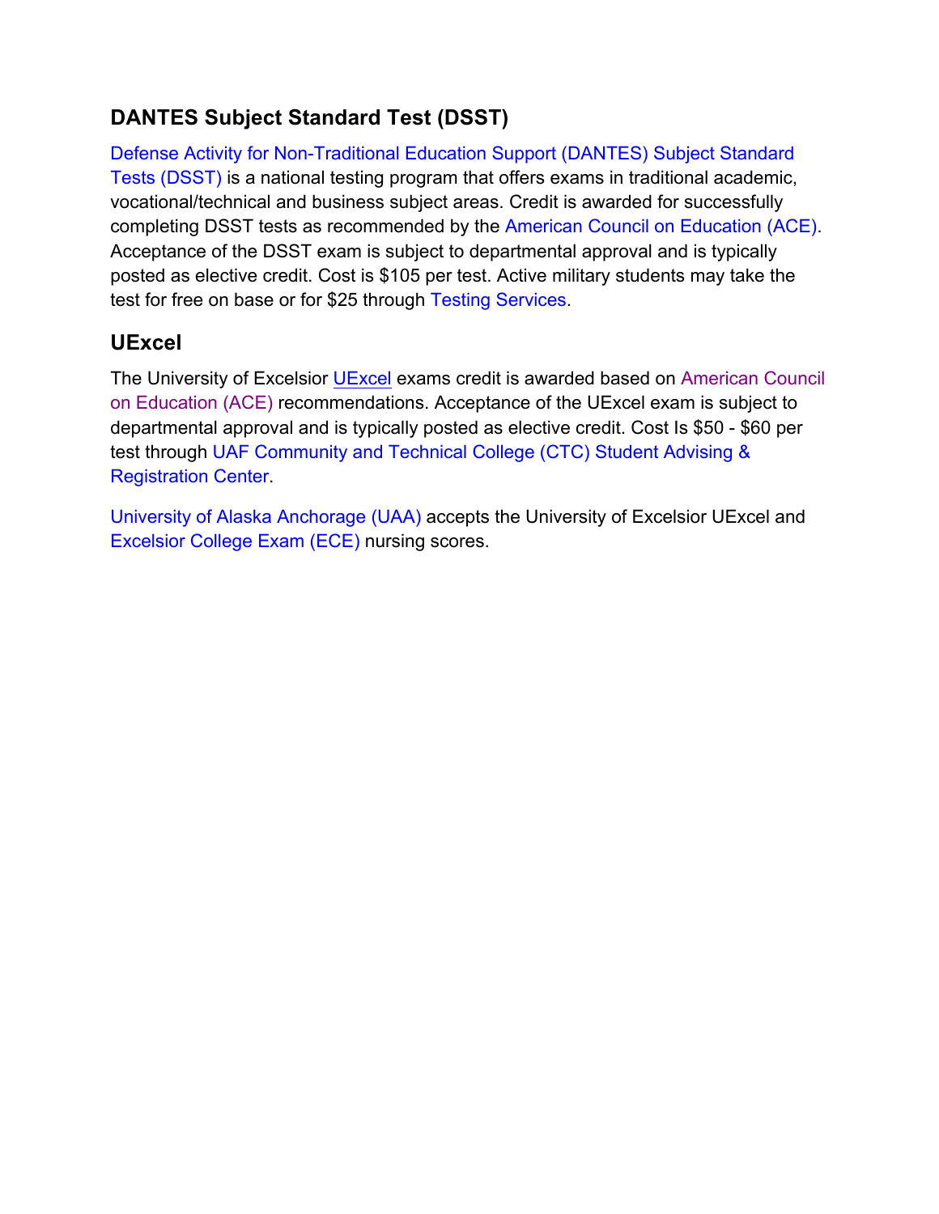## DANTES Subject Standard Test (DSST)

Defense Activity for Non-Traditional Education Support (DANTES) Subject Standard Tests (DSST) is a national testing program that offers exams in traditional academic, vocational/technical and business subject areas. Credit is awarded for successfully completing DSST tests as recommended by the American Council on Education (ACE). Acceptance of the DSST exam is subject to departmental approval and is typically posted as elective credit. Cost is $105 per test. Active military students may take the test for free on base or for $25 through Testing Services.

## UExcel

The University of Excelsior UExcel exams credit is awarded based on American Council on Education (ACE) recommendations. Acceptance of the UExcel exam is subject to departmental approval and is typically posted as elective credit. Cost Is $50 - $60 per test through UAF Community and Technical College (CTC) Student Advising & Registration Center.

University of Alaska Anchorage (UAA) accepts the University of Excelsior UExcel and Excelsior College Exam (ECE) nursing scores.